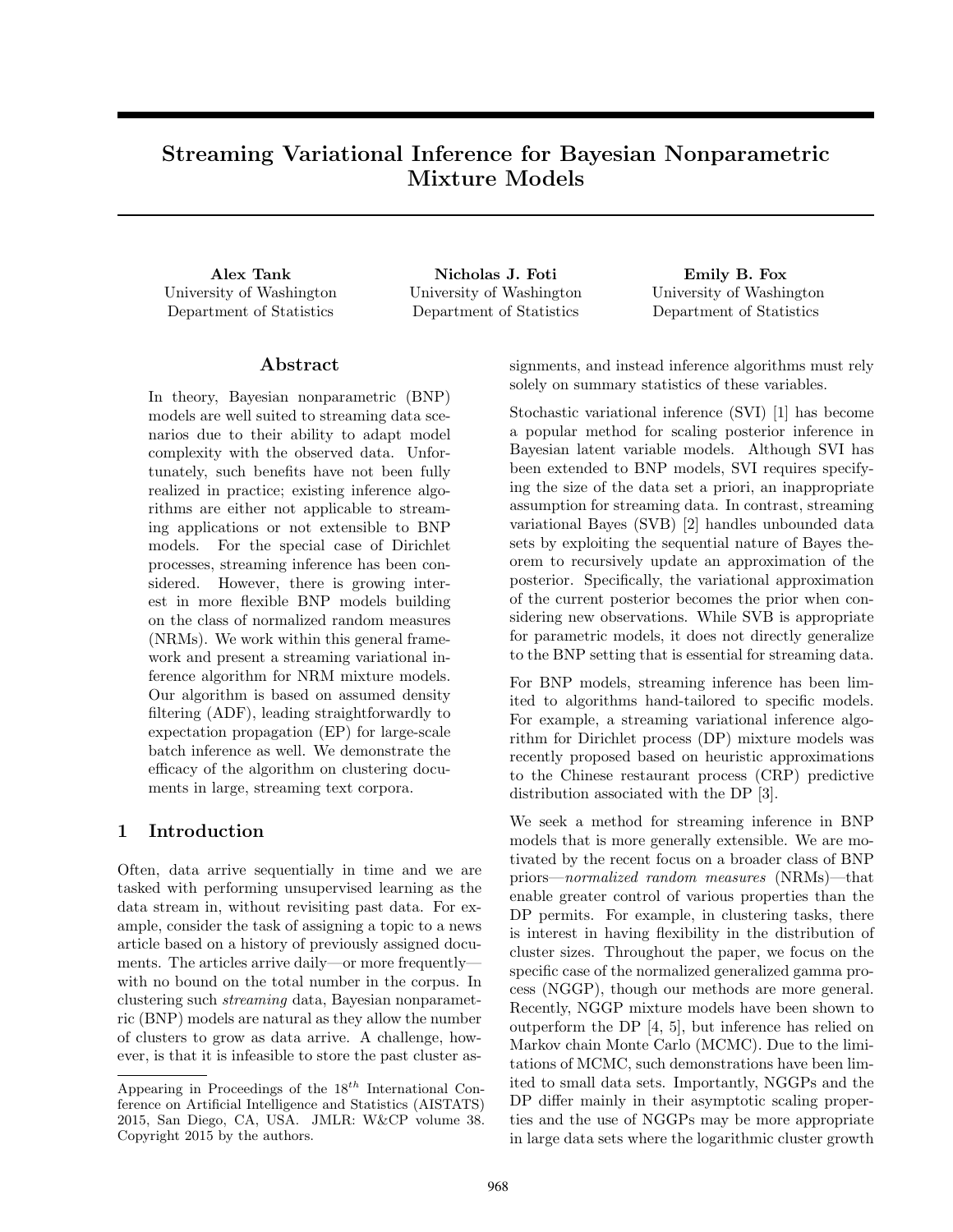# Streaming Variational Inference for Bayesian Nonparametric Mixture Models

**Alex Tank**
University of Washington
Department of Statistics

**Nicholas J. Foti**
University of Washington
Department of Statistics

**Emily B. Fox**
University of Washington
Department of Statistics

## Abstract

In theory, Bayesian nonparametric (BNP) models are well suited to streaming data scenarios due to their ability to adapt model complexity with the observed data. Unfortunately, such benefits have not been fully realized in practice; existing inference algorithms are either not applicable to streaming applications or not extensible to BNP models. For the special case of Dirichlet processes, streaming inference has been considered. However, there is growing interest in more flexible BNP models building on the class of normalized random measures (NRMs). We work within this general framework and present a streaming variational inference algorithm for NRM mixture models. Our algorithm is based on assumed density filtering (ADF), leading straightforwardly to expectation propagation (EP) for large-scale batch inference as well. We demonstrate the efficacy of the algorithm on clustering documents in large, streaming text corpora.

## 1 Introduction

Often, data arrive sequentially in time and we are tasked with performing unsupervised learning as the data stream in, without revisiting past data. For example, consider the task of assigning a topic to a news article based on a history of previously assigned documents. The articles arrive daily—or more frequently—with no bound on the total number in the corpus. In clustering such *streaming* data, Bayesian nonparametric (BNP) models are natural as they allow the number of clusters to grow as data arrive. A challenge, however, is that it is infeasible to store the past cluster assignments, and instead inference algorithms must rely solely on summary statistics of these variables.

Stochastic variational inference (SVI) [1] has become a popular method for scaling posterior inference in Bayesian latent variable models. Although SVI has been extended to BNP models, SVI requires specifying the size of the data set a priori, an inappropriate assumption for streaming data. In contrast, streaming variational Bayes (SVB) [2] handles unbounded data sets by exploiting the sequential nature of Bayes theorem to recursively update an approximation of the posterior. Specifically, the variational approximation of the current posterior becomes the prior when considering new observations. While SVB is appropriate for parametric models, it does not directly generalize to the BNP setting that is essential for streaming data.

For BNP models, streaming inference has been limited to algorithms hand-tailored to specific models. For example, a streaming variational inference algorithm for Dirichlet process (DP) mixture models was recently proposed based on heuristic approximations to the Chinese restaurant process (CRP) predictive distribution associated with the DP [3].

We seek a method for streaming inference in BNP models that is more generally extensible. We are motivated by the recent focus on a broader class of BNP priors—*normalized random measures* (NRMs)—that enable greater control of various properties than the DP permits. For example, in clustering tasks, there is interest in having flexibility in the distribution of cluster sizes. Throughout the paper, we focus on the specific case of the normalized generalized gamma process (NGGP), though our methods are more general. Recently, NGGP mixture models have been shown to outperform the DP [4, 5], but inference has relied on Markov chain Monte Carlo (MCMC). Due to the limitations of MCMC, such demonstrations have been limited to small data sets. Importantly, NGGPs and the DP differ mainly in their asymptotic scaling properties and the use of NGGPs may be more appropriate in large data sets where the logarithmic cluster growth

Appearing in Proceedings of the $18^{th}$ International Conference on Artificial Intelligence and Statistics (AISTATS) 2015, San Diego, CA, USA. JMLR: W&CP volume 38. Copyright 2015 by the authors.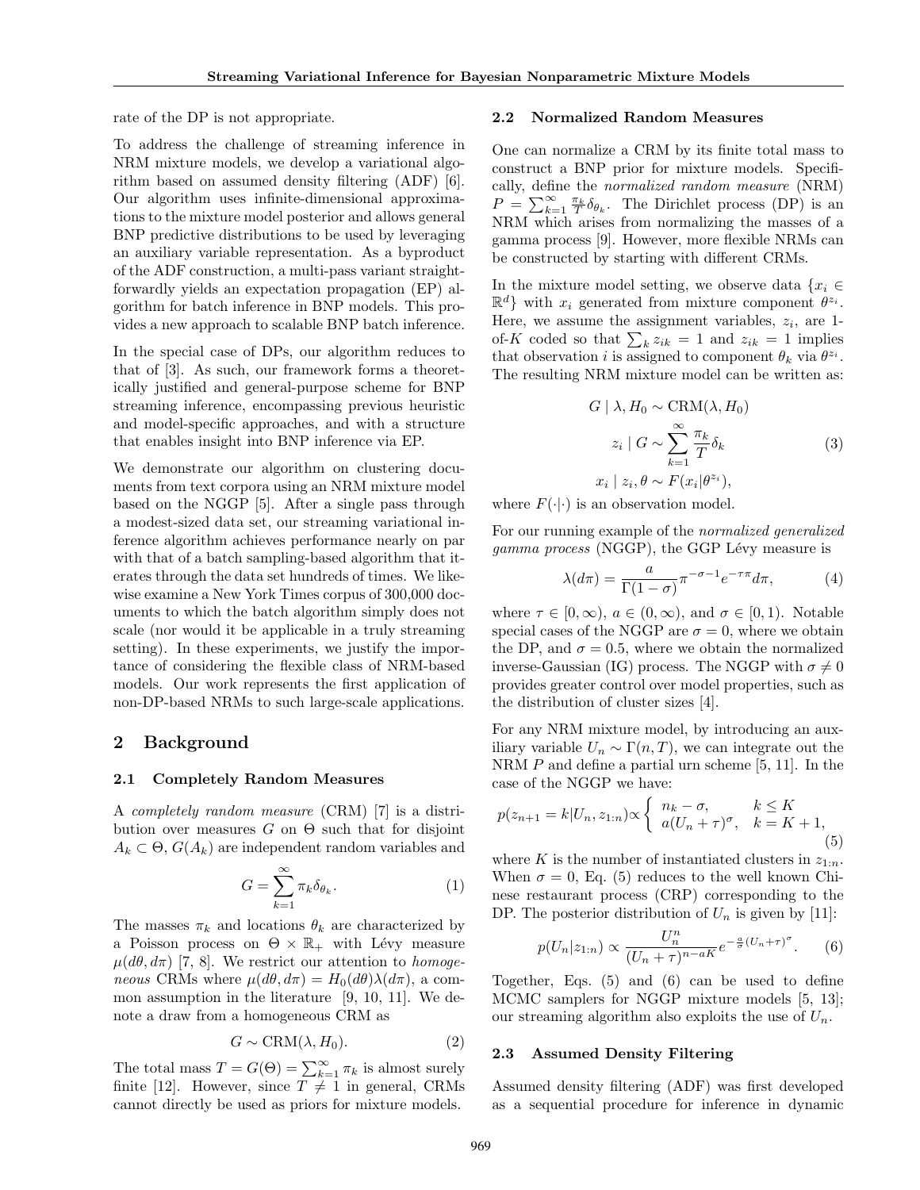rate of the DP is not appropriate.

To address the challenge of streaming inference in NRM mixture models, we develop a variational algorithm based on assumed density filtering (ADF) [6]. Our algorithm uses infinite-dimensional approximations to the mixture model posterior and allows general BNP predictive distributions to be used by leveraging an auxiliary variable representation. As a byproduct of the ADF construction, a multi-pass variant straightforwardly yields an expectation propagation (EP) algorithm for batch inference in BNP models. This provides a new approach to scalable BNP batch inference.

In the special case of DPs, our algorithm reduces to that of [3]. As such, our framework forms a theoretically justified and general-purpose scheme for BNP streaming inference, encompassing previous heuristic and model-specific approaches, and with a structure that enables insight into BNP inference via EP.

We demonstrate our algorithm on clustering documents from text corpora using an NRM mixture model based on the NGGP [5]. After a single pass through a modest-sized data set, our streaming variational inference algorithm achieves performance nearly on par with that of a batch sampling-based algorithm that iterates through the data set hundreds of times. We likewise examine a New York Times corpus of 300,000 documents to which the batch algorithm simply does not scale (nor would it be applicable in a truly streaming setting). In these experiments, we justify the importance of considering the flexible class of NRM-based models. Our work represents the first application of non-DP-based NRMs to such large-scale applications.

## 2 Background

### 2.1 Completely Random Measures

A *completely random measure* (CRM) [7] is a distribution over measures $G$ on $\Theta$ such that for disjoint $A_k \subset \Theta$, $G(A_k)$ are independent random variables and

$$G = \sum_{k=1}^{\infty} \pi_k \delta_{\theta_k}. \tag{1}$$

The masses $\pi_k$ and locations $\theta_k$ are characterized by a Poisson process on $\Theta \times \mathbb{R}_+$ with Lévy measure $\mu(d\theta, d\pi)$ [7, 8]. We restrict our attention to *homogeneous* CRMs where $\mu(d\theta, d\pi) = H_0(d\theta)\lambda(d\pi)$, a common assumption in the literature [9, 10, 11]. We denote a draw from a homogeneous CRM as

$$G \sim \mathrm{CRM}(\lambda, H_0). \tag{2}$$

The total mass $T = G(\Theta) = \sum_{k=1}^{\infty} \pi_k$ is almost surely finite [12]. However, since $T \neq 1$ in general, CRMs cannot directly be used as priors for mixture models.

### 2.2 Normalized Random Measures

One can normalize a CRM by its finite total mass to construct a BNP prior for mixture models. Specifically, define the *normalized random measure* (NRM) $P = \sum_{k=1}^{\infty} \frac{\pi_k}{T} \delta_{\theta_k}$. The Dirichlet process (DP) is an NRM which arises from normalizing the masses of a gamma process [9]. However, more flexible NRMs can be constructed by starting with different CRMs.

In the mixture model setting, we observe data $\{x_i \in \mathbb{R}^d\}$ with $x_i$ generated from mixture component $\theta^{z_i}$. Here, we assume the assignment variables, $z_i$, are 1-of-$K$ coded so that $\sum_k z_{ik} = 1$ and $z_{ik} = 1$ implies that observation $i$ is assigned to component $\theta_k$ via $\theta^{z_i}$. The resulting NRM mixture model can be written as:

$$\begin{aligned} G \mid \lambda, H_0 &\sim \mathrm{CRM}(\lambda, H_0) \\ z_i \mid G &\sim \sum_{k=1}^{\infty} \frac{\pi_k}{T} \delta_k \\ x_i \mid z_i, \theta &\sim F(x_i | \theta^{z_i}), \end{aligned} \tag{3}$$

where $F(\cdot|\cdot)$ is an observation model.

For our running example of the *normalized generalized gamma process* (NGGP), the GGP Lévy measure is

$$\lambda(d\pi) = \frac{a}{\Gamma(1-\sigma)} \pi^{-\sigma-1} e^{-\tau\pi} d\pi, \tag{4}$$

where $\tau \in [0, \infty)$, $a \in (0, \infty)$, and $\sigma \in [0, 1)$. Notable special cases of the NGGP are $\sigma = 0$, where we obtain the DP, and $\sigma = 0.5$, where we obtain the normalized inverse-Gaussian (IG) process. The NGGP with $\sigma \neq 0$ provides greater control over model properties, such as the distribution of cluster sizes [4].

For any NRM mixture model, by introducing an auxiliary variable $U_n \sim \Gamma(n, T)$, we can integrate out the NRM $P$ and define a partial urn scheme [5, 11]. In the case of the NGGP we have:

$$p(z_{n+1} = k | U_n, z_{1:n}) \propto \begin{cases} n_k - \sigma, & k \leq K \\ a(U_n + \tau)^{\sigma}, & k = K+1, \end{cases} \tag{5}$$

where $K$ is the number of instantiated clusters in $z_{1:n}$. When $\sigma = 0$, Eq. (5) reduces to the well known Chinese restaurant process (CRP) corresponding to the DP. The posterior distribution of $U_n$ is given by [11]:

$$p(U_n | z_{1:n}) \propto \frac{U_n^n}{(U_n + \tau)^{n-aK}} e^{-\frac{a}{\sigma}(U_n + \tau)^{\sigma}}. \tag{6}$$

Together, Eqs. (5) and (6) can be used to define MCMC samplers for NGGP mixture models [5, 13]; our streaming algorithm also exploits the use of $U_n$.

### 2.3 Assumed Density Filtering

Assumed density filtering (ADF) was first developed as a sequential procedure for inference in dynamic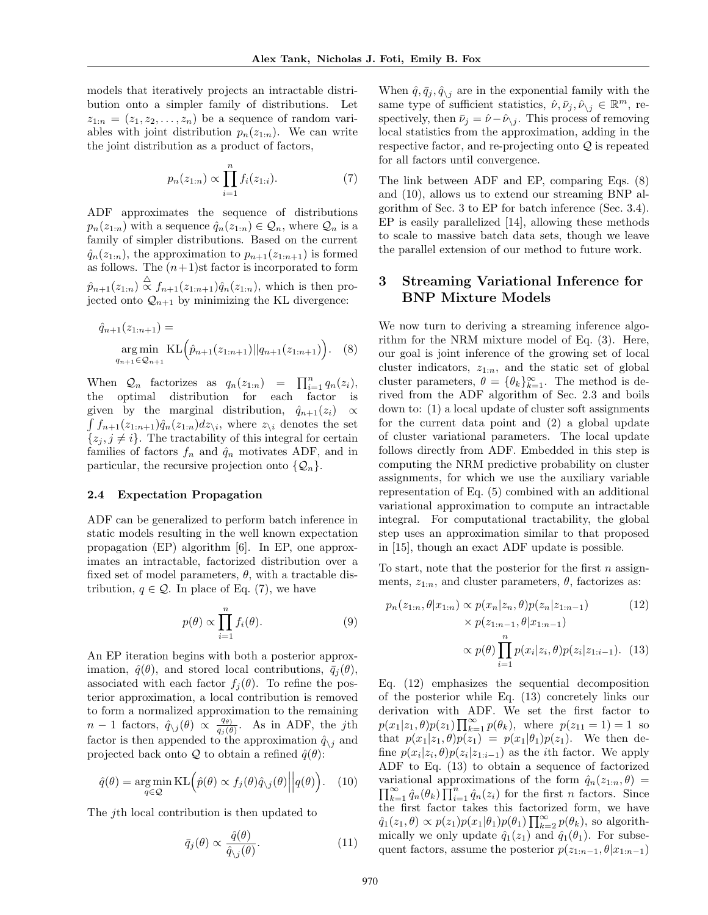models that iteratively projects an intractable distribution onto a simpler family of distributions. Let $z_{1:n} = (z_1, z_2, \ldots, z_n)$ be a sequence of random variables with joint distribution $p_n(z_{1:n})$. We can write the joint distribution as a product of factors,

$$p_n(z_{1:n}) \propto \prod_{i=1}^{n} f_i(z_{1:i}). \tag{7}$$

ADF approximates the sequence of distributions $p_n(z_{1:n})$ with a sequence $\hat{q}_n(z_{1:n}) \in \mathcal{Q}_n$, where $\mathcal{Q}_n$ is a family of simpler distributions. Based on the current $\hat{q}_n(z_{1:n})$, the approximation to $p_{n+1}(z_{1:n+1})$ is formed as follows. The $(n+1)$st factor is incorporated to form $\hat{p}_{n+1}(z_{1:n}) \overset{\triangle}{\propto} f_{n+1}(z_{1:n+1})\hat{q}_n(z_{1:n})$, which is then projected onto $\mathcal{Q}_{n+1}$ by minimizing the KL divergence:

$$\hat{q}_{n+1}(z_{1:n+1}) = \underset{q_{n+1} \in \mathcal{Q}_{n+1}}{\arg\min} \ \mathrm{KL}\Big(\hat{p}_{n+1}(z_{1:n+1}) || q_{n+1}(z_{1:n+1})\Big). \tag{8}$$

When $\mathcal{Q}_n$ factorizes as $q_n(z_{1:n}) = \prod_{i=1}^{n} q_n(z_i)$, the optimal distribution for each factor is given by the marginal distribution, $\hat{q}_{n+1}(z_i) \propto \int f_{n+1}(z_{1:n+1})\hat{q}_n(z_{1:n}) dz_{\setminus i}$, where $z_{\setminus i}$ denotes the set $\{z_j, j \neq i\}$. The tractability of this integral for certain families of factors $f_n$ and $\hat{q}_n$ motivates ADF, and in particular, the recursive projection onto $\{\mathcal{Q}_n\}$.

### 2.4 Expectation Propagation

ADF can be generalized to perform batch inference in static models resulting in the well known expectation propagation (EP) algorithm [6]. In EP, one approximates an intractable, factorized distribution over a fixed set of model parameters, $\theta$, with a tractable distribution, $q \in \mathcal{Q}$. In place of Eq. (7), we have

$$p(\theta) \propto \prod_{i=1}^{n} f_i(\theta). \tag{9}$$

An EP iteration begins with both a posterior approximation, $\hat{q}(\theta)$, and stored local contributions, $\bar{q}_j(\theta)$, associated with each factor $f_j(\theta)$. To refine the posterior approximation, a local contribution is removed to form a normalized approximation to the remaining $n-1$ factors, $\hat{q}_{\setminus j}(\theta) \propto \frac{q_{\theta)}}{\bar{q}_j(\theta)}$. As in ADF, the $j$th factor is then appended to the approximation $\hat{q}_{\setminus j}$ and projected back onto $\mathcal{Q}$ to obtain a refined $\hat{q}(\theta)$:

$$\hat{q}(\theta) = \underset{q \in \mathcal{Q}}{\arg\min} \mathrm{KL}\Big(\hat{p}(\theta) \propto f_j(\theta)\hat{q}_{\setminus j}(\theta) \Big|\Big| q(\theta)\Big). \tag{10}$$

The $j$th local contribution is then updated to

$$\bar{q}_j(\theta) \propto \frac{\hat{q}(\theta)}{\hat{q}_{\setminus j}(\theta)}. \tag{11}$$

When $\hat{q}, \bar{q}_j, \hat{q}_{\setminus j}$ are in the exponential family with the same type of sufficient statistics, $\hat{\nu}, \bar{\nu}_j, \hat{\nu}_{\setminus j} \in \mathbb{R}^m$, respectively, then $\bar{\nu}_j = \hat{\nu} - \hat{\nu}_{\setminus j}$. This process of removing local statistics from the approximation, adding in the respective factor, and re-projecting onto $\mathcal{Q}$ is repeated for all factors until convergence.

The link between ADF and EP, comparing Eqs. (8) and (10), allows us to extend our streaming BNP algorithm of Sec. 3 to EP for batch inference (Sec. 3.4). EP is easily parallelized [14], allowing these methods to scale to massive batch data sets, though we leave the parallel extension of our method to future work.

## 3 Streaming Variational Inference for BNP Mixture Models

We now turn to deriving a streaming inference algorithm for the NRM mixture model of Eq. (3). Here, our goal is joint inference of the growing set of local cluster indicators, $z_{1:n}$, and the static set of global cluster parameters, $\theta = \{\theta_k\}_{k=1}^{\infty}$. The method is derived from the ADF algorithm of Sec. 2.3 and boils down to: (1) a local update of cluster soft assignments for the current data point and (2) a global update of cluster variational parameters. The local update follows directly from ADF. Embedded in this step is computing the NRM predictive probability on cluster assignments, for which we use the auxiliary variable representation of Eq. (5) combined with an additional variational approximation to compute an intractable integral. For computational tractability, the global step uses an approximation similar to that proposed in [15], though an exact ADF update is possible.

To start, note that the posterior for the first $n$ assignments, $z_{1:n}$, and cluster parameters, $\theta$, factorizes as:

$$\begin{aligned} p_n(z_{1:n}, \theta | x_{1:n}) &\propto p(x_n|z_n, \theta)p(z_n|z_{1:n-1}) \\ &\quad \times p(z_{1:n-1}, \theta | x_{1:n-1}) \end{aligned} \tag{12}$$

$$\propto p(\theta) \prod_{i=1}^{n} p(x_i|z_i, \theta)p(z_i|z_{1:i-1}). \tag{13}$$

Eq. (12) emphasizes the sequential decomposition of the posterior while Eq. (13) concretely links our derivation with ADF. We set the first factor to $p(x_1|z_1, \theta)p(z_1)\prod_{k=1}^{\infty} p(\theta_k)$, where $p(z_{11} = 1) = 1$ so that $p(x_1|z_1, \theta)p(z_1) = p(x_1|\theta_1)p(z_1)$. We then define $p(x_i|z_i, \theta)p(z_i|z_{1:i-1})$ as the $i$th factor. We apply ADF to Eq. (13) to obtain a sequence of factorized variational approximations of the form $\hat{q}_n(z_{1:n}, \theta) = \prod_{k=1}^{\infty} \hat{q}_n(\theta_k) \prod_{i=1}^{n} \hat{q}_n(z_i)$ for the first $n$ factors. Since the first factor takes this factorized form, we have $\hat{q}_1(z_1, \theta) \propto p(z_1)p(x_1|\theta_1)p(\theta_1)\prod_{k=2}^{\infty} p(\theta_k)$, so algorithmically we only update $\hat{q}_1(z_1)$ and $\hat{q}_1(\theta_1)$. For subsequent factors, assume the posterior $p(z_{1:n-1}, \theta|x_{1:n-1})$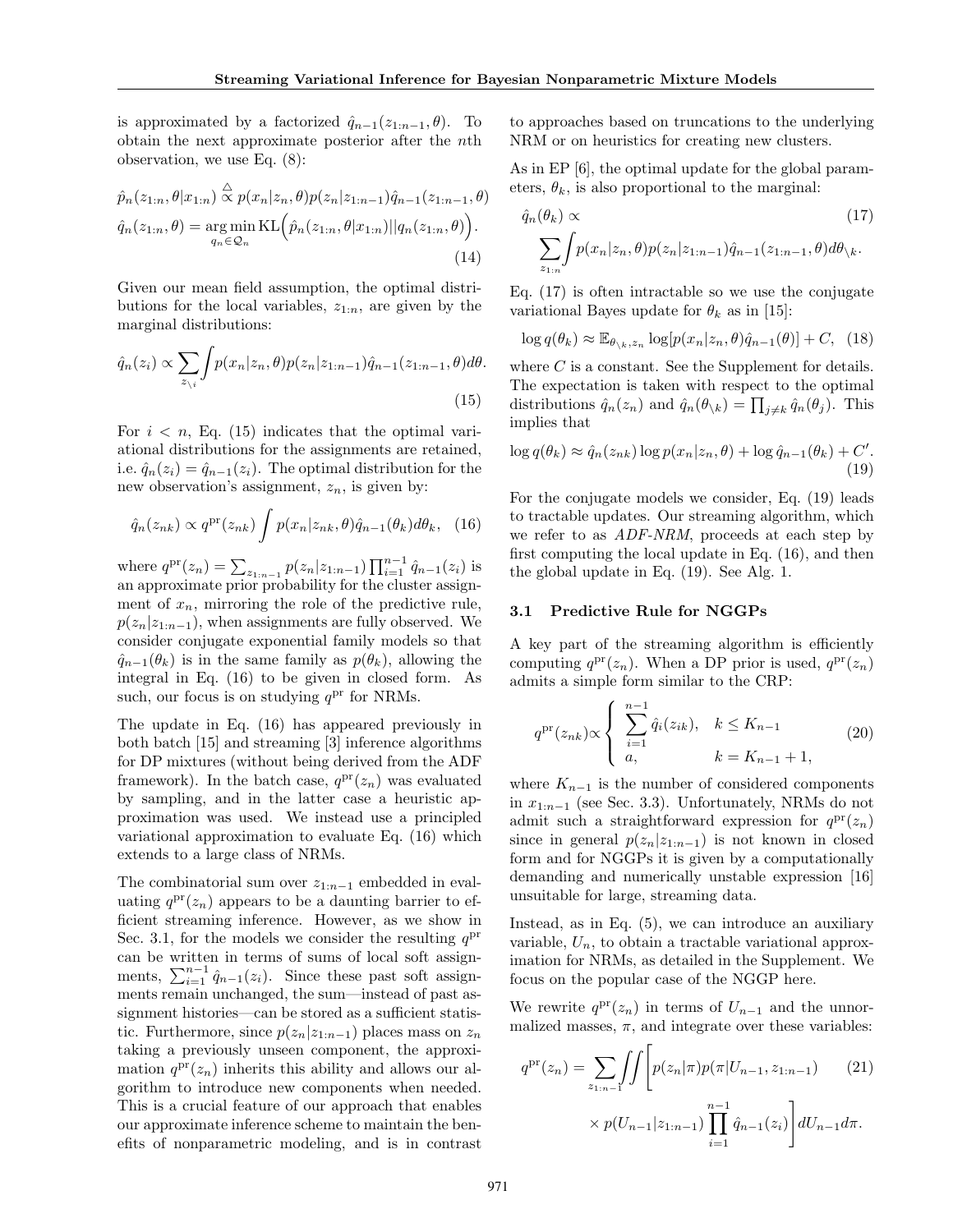is approximated by a factorized $\hat{q}_{n-1}(z_{1:n-1}, \theta)$. To obtain the next approximate posterior after the $n$th observation, we use Eq. (8):

$$\hat{p}_n(z_{1:n}, \theta | x_{1:n}) \overset{\triangle}{\propto} p(x_n|z_n, \theta) p(z_n|z_{1:n-1}) \hat{q}_{n-1}(z_{1:n-1}, \theta)$$
$$\hat{q}_n(z_{1:n}, \theta) = \underset{q_n \in \mathcal{Q}_n}{\arg\min} \, \mathrm{KL}\Big(\hat{p}_n(z_{1:n}, \theta | x_{1:n}) || q_n(z_{1:n}, \theta)\Big). \tag{14}$$

Given our mean field assumption, the optimal distributions for the local variables, $z_{1:n}$, are given by the marginal distributions:

$$\hat{q}_n(z_i) \propto \sum_{z_{\setminus i}} \int p(x_n|z_n, \theta) p(z_n|z_{1:n-1}) \hat{q}_{n-1}(z_{1:n-1}, \theta) d\theta. \tag{15}$$

For $i < n$, Eq. (15) indicates that the optimal variational distributions for the assignments are retained, i.e. $\hat{q}_n(z_i) = \hat{q}_{n-1}(z_i)$. The optimal distribution for the new observation's assignment, $z_n$, is given by:

$$\hat{q}_n(z_{nk}) \propto q^{\mathrm{pr}}(z_{nk}) \int p(x_n|z_{nk}, \theta) \hat{q}_{n-1}(\theta_k) d\theta_k, \tag{16}$$

where $q^{\mathrm{pr}}(z_n) = \sum_{z_{1:n-1}} p(z_n|z_{1:n-1}) \prod_{i=1}^{n-1} \hat{q}_{n-1}(z_i)$ is an approximate prior probability for the cluster assignment of $x_n$, mirroring the role of the predictive rule, $p(z_n|z_{1:n-1})$, when assignments are fully observed. We consider conjugate exponential family models so that $\hat{q}_{n-1}(\theta_k)$ is in the same family as $p(\theta_k)$, allowing the integral in Eq. (16) to be given in closed form. As such, our focus is on studying $q^{\mathrm{pr}}$ for NRMs.

The update in Eq. (16) has appeared previously in both batch [15] and streaming [3] inference algorithms for DP mixtures (without being derived from the ADF framework). In the batch case, $q^{\mathrm{pr}}(z_n)$ was evaluated by sampling, and in the latter case a heuristic approximation was used. We instead use a principled variational approximation to evaluate Eq. (16) which extends to a large class of NRMs.

The combinatorial sum over $z_{1:n-1}$ embedded in evaluating $q^{\mathrm{pr}}(z_n)$ appears to be a daunting barrier to efficient streaming inference. However, as we show in Sec. 3.1, for the models we consider the resulting $q^{\mathrm{pr}}$ can be written in terms of sums of local soft assignments, $\sum_{i=1}^{n-1} \hat{q}_{n-1}(z_i)$. Since these past soft assignments remain unchanged, the sum—instead of past assignment histories—can be stored as a sufficient statistic. Furthermore, since $p(z_n|z_{1:n-1})$ places mass on $z_n$ taking a previously unseen component, the approximation $q^{\mathrm{pr}}(z_n)$ inherits this ability and allows our algorithm to introduce new components when needed. This is a crucial feature of our approach that enables our approximate inference scheme to maintain the benefits of nonparametric modeling, and is in contrast to approaches based on truncations to the underlying NRM or on heuristics for creating new clusters.

As in EP [6], the optimal update for the global parameters, $\theta_k$, is also proportional to the marginal:

$$\hat{q}_n(\theta_k) \propto \tag{17}$$
$$\sum_{z_{1:n}} \int p(x_n|z_n, \theta) p(z_n|z_{1:n-1}) \hat{q}_{n-1}(z_{1:n-1}, \theta) d\theta_{\setminus k}.$$

Eq. (17) is often intractable so we use the conjugate variational Bayes update for $\theta_k$ as in [15]:

$$\log q(\theta_k) \approx \mathbb{E}_{\theta_{\setminus k}, z_n} \log[p(x_n|z_n, \theta) \hat{q}_{n-1}(\theta)] + C, \tag{18}$$

where $C$ is a constant. See the Supplement for details. The expectation is taken with respect to the optimal distributions $\hat{q}_n(z_n)$ and $\hat{q}_n(\theta_{\setminus k}) = \prod_{j \neq k} \hat{q}_n(\theta_j)$. This implies that

$$\log q(\theta_k) \approx \hat{q}_n(z_{nk}) \log p(x_n|z_n, \theta) + \log \hat{q}_{n-1}(\theta_k) + C'. \tag{19}$$

For the conjugate models we consider, Eq. (19) leads to tractable updates. Our streaming algorithm, which we refer to as *ADF-NRM*, proceeds at each step by first computing the local update in Eq. (16), and then the global update in Eq. (19). See Alg. 1.

### 3.1 Predictive Rule for NGGPs

A key part of the streaming algorithm is efficiently computing $q^{\mathrm{pr}}(z_n)$. When a DP prior is used, $q^{\mathrm{pr}}(z_n)$ admits a simple form similar to the CRP:

$$q^{\mathrm{pr}}(z_{nk}) \propto \begin{cases} \sum_{i=1}^{n-1} \hat{q}_i(z_{ik}), & k \leq K_{n-1} \\ a, & k = K_{n-1} + 1, \end{cases} \tag{20}$$

where $K_{n-1}$ is the number of considered components in $x_{1:n-1}$ (see Sec. 3.3). Unfortunately, NRMs do not admit such a straightforward expression for $q^{\mathrm{pr}}(z_n)$ since in general $p(z_n|z_{1:n-1})$ is not known in closed form and for NGGPs it is given by a computationally demanding and numerically unstable expression [16] unsuitable for large, streaming data.

Instead, as in Eq. (5), we can introduce an auxiliary variable, $U_n$, to obtain a tractable variational approximation for NRMs, as detailed in the Supplement. We focus on the popular case of the NGGP here.

We rewrite $q^{\mathrm{pr}}(z_n)$ in terms of $U_{n-1}$ and the unnormalized masses, $\pi$, and integrate over these variables:

$$q^{\mathrm{pr}}(z_n) = \sum_{z_{1:n-1}} \iint \Bigg[ p(z_n|\pi) p(\pi|U_{n-1}, z_{1:n-1}) \tag{21}$$
$$\times \, p(U_{n-1}|z_{1:n-1}) \prod_{i=1}^{n-1} \hat{q}_{n-1}(z_i) \Bigg] dU_{n-1} d\pi.$$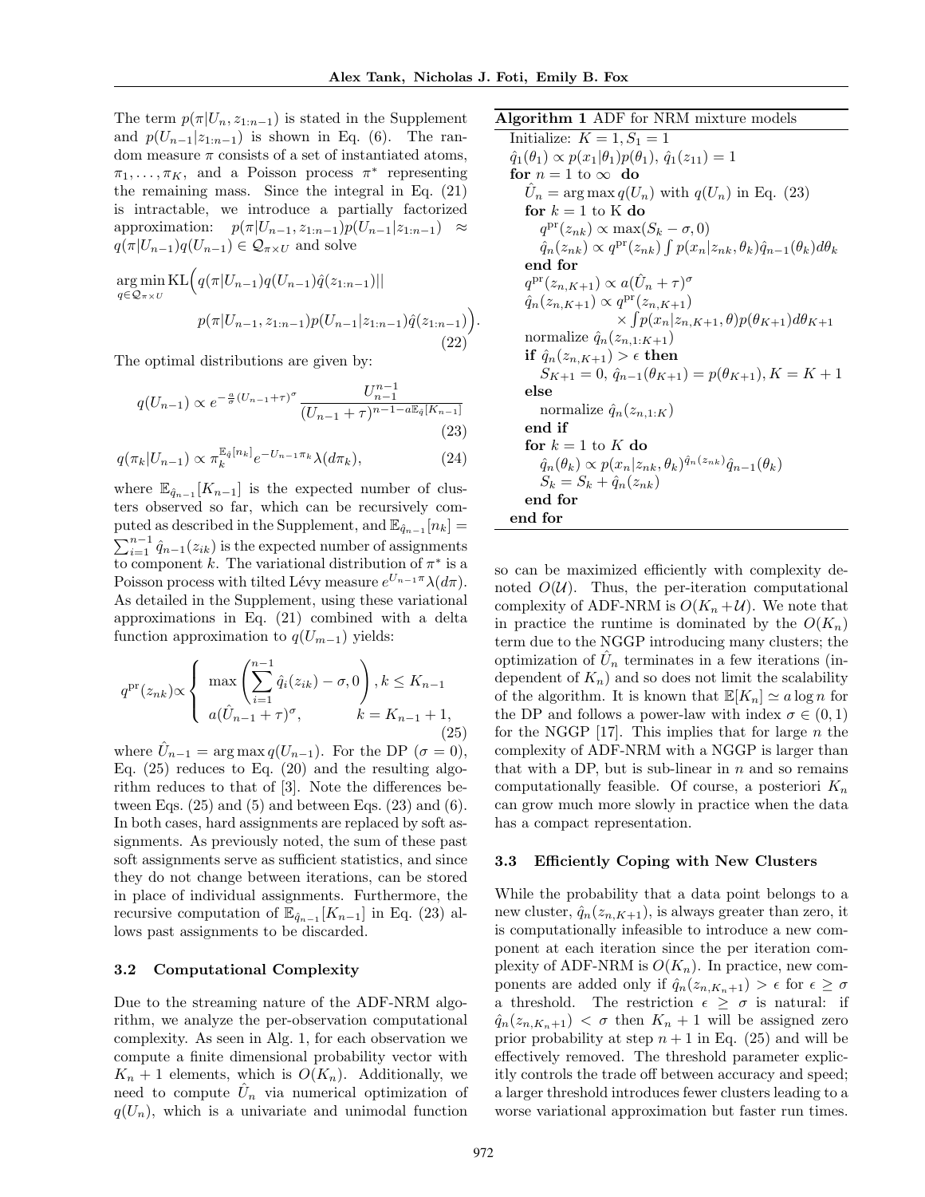The term $p(\pi|U_n, z_{1:n-1})$ is stated in the Supplement and $p(U_{n-1}|z_{1:n-1})$ is shown in Eq. (6). The random measure $\pi$ consists of a set of instantiated atoms, $\pi_1, \dots, \pi_K$, and a Poisson process $\pi^*$ representing the remaining mass. Since the integral in Eq. (21) is intractable, we introduce a partially factorized approximation: $p(\pi|U_{n-1}, z_{1:n-1})p(U_{n-1}|z_{1:n-1}) \approx q(\pi|U_{n-1})q(U_{n-1}) \in \mathcal{Q}_{\pi\times U}$ and solve

$$\underset{q\in\mathcal{Q}_{\pi\times U}}{\arg\min}\,\mathrm{KL}\Big(q(\pi|U_{n-1})q(U_{n-1})\hat{q}(z_{1:n-1})|| \\ p(\pi|U_{n-1}, z_{1:n-1})p(U_{n-1}|z_{1:n-1})\hat{q}(z_{1:n-1})\Big). \tag{22}$$

The optimal distributions are given by:

$$q(U_{n-1}) \propto e^{-\frac{a}{\sigma}(U_{n-1}+\tau)^\sigma}\frac{U_{n-1}^{n-1}}{(U_{n-1}+\tau)^{n-1-a\mathbb{E}_{\hat{q}}[K_{n-1}]}} \tag{23}$$

$$q(\pi_k|U_{n-1}) \propto \pi_k^{\mathbb{E}_{\hat{q}}[n_k]}e^{-U_{n-1}\pi_k}\lambda(d\pi_k), \tag{24}$$

where $\mathbb{E}_{\hat{q}_{n-1}}[K_{n-1}]$ is the expected number of clusters observed so far, which can be recursively computed as described in the Supplement, and $\mathbb{E}_{\hat{q}_{n-1}}[n_k] = \sum_{i=1}^{n-1}\hat{q}_{n-1}(z_{ik})$ is the expected number of assignments to component $k$. The variational distribution of $\pi^*$ is a Poisson process with tilted Lévy measure $e^{U_{n-1}\pi}\lambda(d\pi)$. As detailed in the Supplement, using these variational approximations in Eq. (21) combined with a delta function approximation to $q(U_{m-1})$ yields:

$$q^{\mathrm{pr}}(z_{nk}) \propto \begin{cases} \max\left(\sum_{i=1}^{n-1}\hat{q}_i(z_{ik}) - \sigma, 0\right), & k \leq K_{n-1} \\ a(\hat{U}_{n-1}+\tau)^\sigma, & k = K_{n-1}+1, \end{cases} \tag{25}$$

where $\hat{U}_{n-1} = \arg\max q(U_{n-1})$. For the DP ($\sigma = 0$), Eq. (25) reduces to Eq. (20) and the resulting algorithm reduces to that of [3]. Note the differences between Eqs. (25) and (5) and between Eqs. (23) and (6). In both cases, hard assignments are replaced by soft assignments. As previously noted, the sum of these past soft assignments serve as sufficient statistics, and since they do not change between iterations, can be stored in place of individual assignments. Furthermore, the recursive computation of $\mathbb{E}_{\hat{q}_{n-1}}[K_{n-1}]$ in Eq. (23) allows past assignments to be discarded.

### 3.2 Computational Complexity

Due to the streaming nature of the ADF-NRM algorithm, we analyze the per-observation computational complexity. As seen in Alg. 1, for each observation we compute a finite dimensional probability vector with $K_n + 1$ elements, which is $O(K_n)$. Additionally, we need to compute $\hat{U}_n$ via numerical optimization of $q(U_n)$, which is a univariate and unimodal function so can be maximized efficiently with complexity denoted $O(\mathcal{U})$. Thus, the per-iteration computational complexity of ADF-NRM is $O(K_n + \mathcal{U})$. We note that in practice the runtime is dominated by the $O(K_n)$ term due to the NGGP introducing many clusters; the optimization of $\hat{U}_n$ terminates in a few iterations (independent of $K_n$) and so does not limit the scalability of the algorithm. It is known that $\mathbb{E}[K_n] \simeq a\log n$ for the DP and follows a power-law with index $\sigma \in (0,1)$ for the NGGP [17]. This implies that for large $n$ the complexity of ADF-NRM with a NGGP is larger than that with a DP, but is sub-linear in $n$ and so remains computationally feasible. Of course, a posteriori $K_n$ can grow much more slowly in practice when the data has a compact representation.

**Algorithm 1** ADF for NRM mixture models

```
Initialize: K = 1, S_1 = 1
q̂_1(θ_1) ∝ p(x_1|θ_1)p(θ_1), q̂_1(z_11) = 1
for n = 1 to ∞ do
    Û_n = argmax q(U_n) with q(U_n) in Eq. (23)
    for k = 1 to K do
        q^pr(z_nk) ∝ max(S_k − σ, 0)
        q̂_n(z_nk) ∝ q^pr(z_nk) ∫ p(x_n|z_nk, θ_k) q̂_{n−1}(θ_k) dθ_k
    end for
    q^pr(z_{n,K+1}) ∝ a(Û_n + τ)^σ
    q̂_n(z_{n,K+1}) ∝ q^pr(z_{n,K+1})
                    × ∫ p(x_n|z_{n,K+1}, θ) p(θ_{K+1}) dθ_{K+1}
    normalize q̂_n(z_{n,1:K+1})
    if q̂_n(z_{n,K+1}) > ε then
        S_{K+1} = 0, q̂_{n−1}(θ_{K+1}) = p(θ_{K+1}), K = K + 1
    else
        normalize q̂_n(z_{n,1:K})
    end if
    for k = 1 to K do
        q̂_n(θ_k) ∝ p(x_n|z_nk, θ_k)^{q̂_n(z_nk)} q̂_{n−1}(θ_k)
        S_k = S_k + q̂_n(z_nk)
    end for
end for
```

### 3.3 Efficiently Coping with New Clusters

While the probability that a data point belongs to a new cluster, $\hat{q}_n(z_{n,K+1})$, is always greater than zero, it is computationally infeasible to introduce a new component at each iteration since the per iteration complexity of ADF-NRM is $O(K_n)$. In practice, new components are added only if $\hat{q}_n(z_{n,K_n+1}) > \epsilon$ for $\epsilon \geq \sigma$ a threshold. The restriction $\epsilon \geq \sigma$ is natural: if $\hat{q}_n(z_{n,K_n+1}) < \sigma$ then $K_n + 1$ will be assigned zero prior probability at step $n+1$ in Eq. (25) and will be effectively removed. The threshold parameter explicitly controls the trade off between accuracy and speed; a larger threshold introduces fewer clusters leading to a worse variational approximation but faster run times.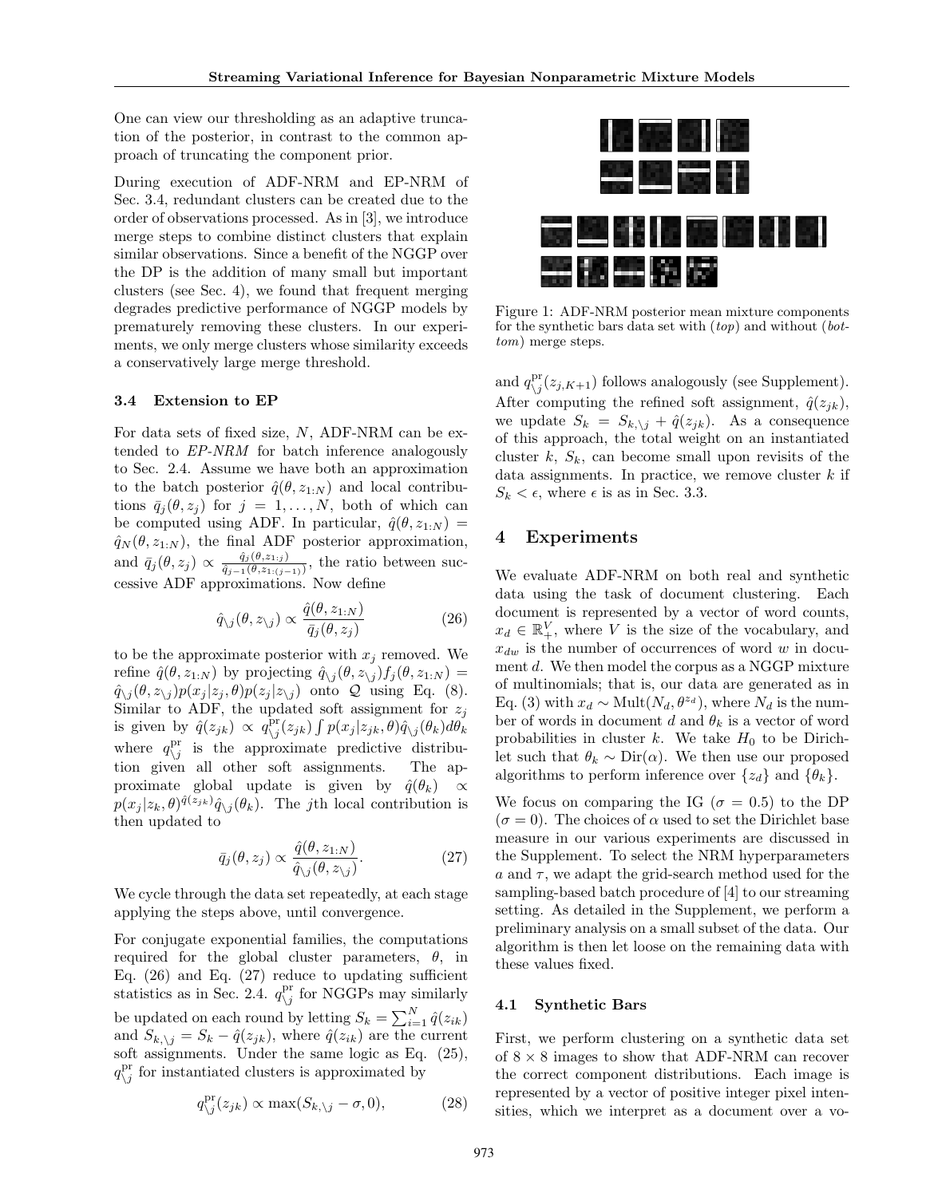One can view our thresholding as an adaptive truncation of the posterior, in contrast to the common approach of truncating the component prior.

During execution of ADF-NRM and EP-NRM of Sec. 3.4, redundant clusters can be created due to the order of observations processed. As in [3], we introduce merge steps to combine distinct clusters that explain similar observations. Since a benefit of the NGGP over the DP is the addition of many small but important clusters (see Sec. 4), we found that frequent merging degrades predictive performance of NGGP models by prematurely removing these clusters. In our experiments, we only merge clusters whose similarity exceeds a conservatively large merge threshold.

### 3.4 Extension to EP

For data sets of fixed size, $N$, ADF-NRM can be extended to *EP-NRM* for batch inference analogously to Sec. 2.4. Assume we have both an approximation to the batch posterior $\hat{q}(\theta, z_{1:N})$ and local contributions $\bar{q}_j(\theta, z_j)$ for $j = 1, \ldots, N$, both of which can be computed using ADF. In particular, $\hat{q}(\theta, z_{1:N}) = \hat{q}_N(\theta, z_{1:N})$, the final ADF posterior approximation, and $\bar{q}_j(\theta, z_j) \propto \frac{\hat{q}_j(\theta, z_{1:j})}{\hat{q}_{j-1}(\theta, z_{1:(j-1)})}$, the ratio between successive ADF approximations. Now define

$$\hat{q}_{\setminus j}(\theta, z_{\setminus j}) \propto \frac{\hat{q}(\theta, z_{1:N})}{\bar{q}_j(\theta, z_j)} \tag{26}$$

to be the approximate posterior with $x_j$ removed. We refine $\hat{q}(\theta, z_{1:N})$ by projecting $\hat{q}_{\setminus j}(\theta, z_{\setminus j}) f_j(\theta, z_{1:N}) = \hat{q}_{\setminus j}(\theta, z_{\setminus j}) p(x_j | z_j, \theta) p(z_j | z_{\setminus j})$ onto $\mathcal{Q}$ using Eq. (8). Similar to ADF, the updated soft assignment for $z_j$ is given by $\hat{q}(z_{jk}) \propto q^{\text{pr}}_{\setminus j}(z_{jk}) \int p(x_j | z_{jk}, \theta) \hat{q}_{\setminus j}(\theta_k) d\theta_k$ where $q^{\text{pr}}_{\setminus j}$ is the approximate predictive distribution given all other soft assignments. The approximate global update is given by $\hat{q}(\theta_k) \propto p(x_j | z_k, \theta)^{\hat{q}(z_{jk})} \hat{q}_{\setminus j}(\theta_k)$. The $j$th local contribution is then updated to

$$\bar{q}_j(\theta, z_j) \propto \frac{\hat{q}(\theta, z_{1:N})}{\hat{q}_{\setminus j}(\theta, z_{\setminus j})}. \tag{27}$$

We cycle through the data set repeatedly, at each stage applying the steps above, until convergence.

For conjugate exponential families, the computations required for the global cluster parameters, $\theta$, in Eq. (26) and Eq. (27) reduce to updating sufficient statistics as in Sec. 2.4. $q^{\text{pr}}_{\setminus j}$ for NGGPs may similarly be updated on each round by letting $S_k = \sum_{i=1}^{N} \hat{q}(z_{ik})$ and $S_{k,\setminus j} = S_k - \hat{q}(z_{jk})$, where $\hat{q}(z_{ik})$ are the current soft assignments. Under the same logic as Eq. (25), $q^{\text{pr}}_{\setminus j}$ for instantiated clusters is approximated by

$$q^{\text{pr}}_{\setminus j}(z_{jk}) \propto \max(S_{k,\setminus j} - \sigma, 0), \tag{28}$$

Figure 1: ADF-NRM posterior mean mixture components for the synthetic bars data set with (*top*) and without (*bottom*) merge steps.

and $q^{\text{pr}}_{\setminus j}(z_{j,K+1})$ follows analogously (see Supplement). After computing the refined soft assignment, $\hat{q}(z_{jk})$, we update $S_k = S_{k,\setminus j} + \hat{q}(z_{jk})$. As a consequence of this approach, the total weight on an instantiated cluster $k$, $S_k$, can become small upon revisits of the data assignments. In practice, we remove cluster $k$ if $S_k < \epsilon$, where $\epsilon$ is as in Sec. 3.3.

## 4 Experiments

We evaluate ADF-NRM on both real and synthetic data using the task of document clustering. Each document is represented by a vector of word counts, $x_d \in \mathbb{R}^V_+$, where $V$ is the size of the vocabulary, and $x_{dw}$ is the number of occurrences of word $w$ in document $d$. We then model the corpus as a NGGP mixture of multinomials; that is, our data are generated as in Eq. (3) with $x_d \sim \text{Mult}(N_d, \theta^{z_d})$, where $N_d$ is the number of words in document $d$ and $\theta_k$ is a vector of word probabilities in cluster $k$. We take $H_0$ to be Dirichlet such that $\theta_k \sim \text{Dir}(\alpha)$. We then use our proposed algorithms to perform inference over $\{z_d\}$ and $\{\theta_k\}$.

We focus on comparing the IG ($\sigma = 0.5$) to the DP ($\sigma = 0$). The choices of $\alpha$ used to set the Dirichlet base measure in our various experiments are discussed in the Supplement. To select the NRM hyperparameters $a$ and $\tau$, we adapt the grid-search method used for the sampling-based batch procedure of [4] to our streaming setting. As detailed in the Supplement, we perform a preliminary analysis on a small subset of the data. Our algorithm is then let loose on the remaining data with these values fixed.

### 4.1 Synthetic Bars

First, we perform clustering on a synthetic data set of $8 \times 8$ images to show that ADF-NRM can recover the correct component distributions. Each image is represented by a vector of positive integer pixel intensities, which we interpret as a document over a vo-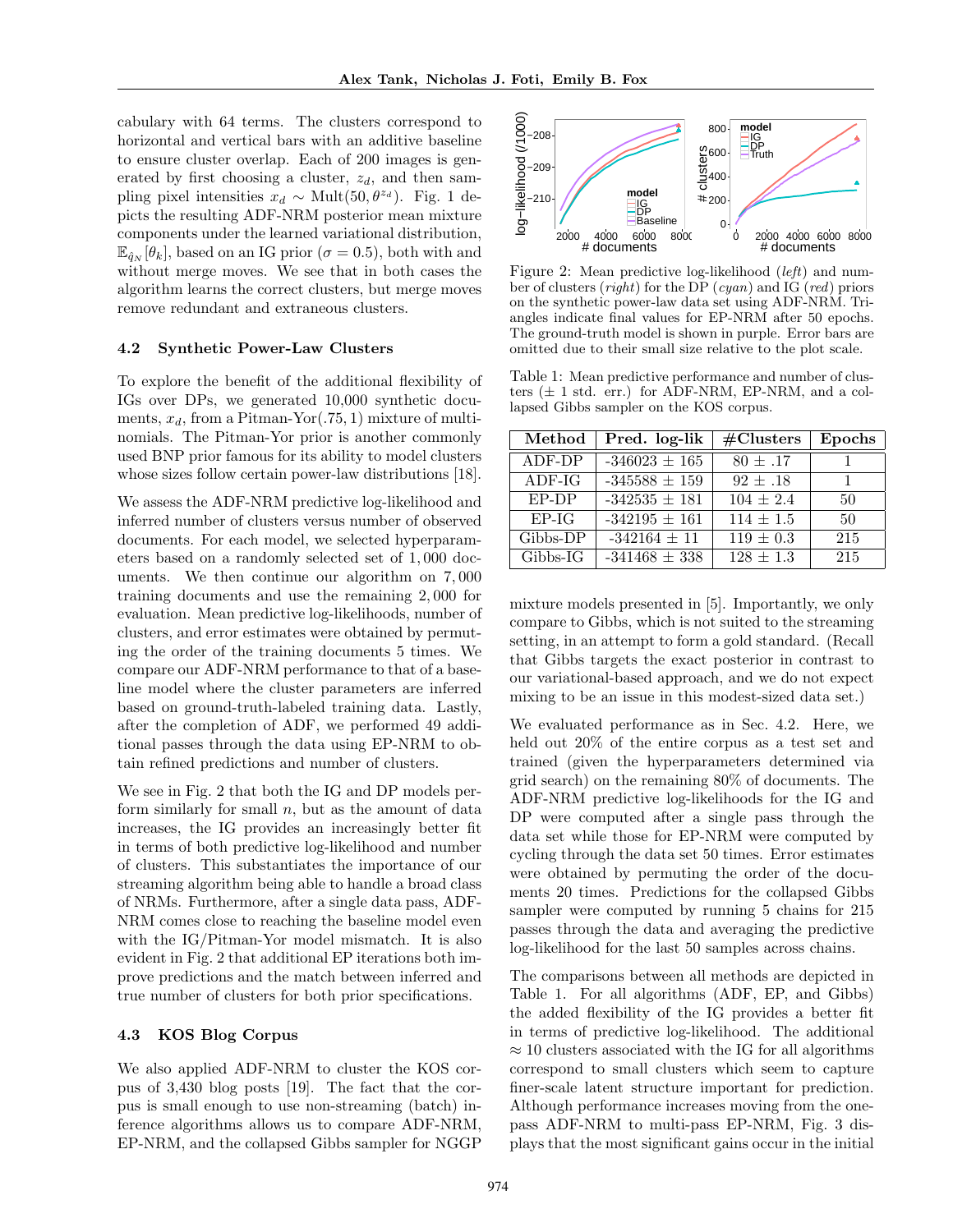cabulary with 64 terms. The clusters correspond to horizontal and vertical bars with an additive baseline to ensure cluster overlap. Each of 200 images is generated by first choosing a cluster, $z_d$, and then sampling pixel intensities $x_d \sim \text{Mult}(50, \theta^{z_d})$. Fig. 1 depicts the resulting ADF-NRM posterior mean mixture components under the learned variational distribution, $\mathbb{E}_{\hat{q}_N}[\theta_k]$, based on an IG prior ($\sigma = 0.5$), both with and without merge moves. We see that in both cases the algorithm learns the correct clusters, but merge moves remove redundant and extraneous clusters.

### 4.2 Synthetic Power-Law Clusters

To explore the benefit of the additional flexibility of IGs over DPs, we generated 10,000 synthetic documents, $x_d$, from a Pitman-Yor(.75, 1) mixture of multinomials. The Pitman-Yor prior is another commonly used BNP prior famous for its ability to model clusters whose sizes follow certain power-law distributions [18].

We assess the ADF-NRM predictive log-likelihood and inferred number of clusters versus number of observed documents. For each model, we selected hyperparameters based on a randomly selected set of 1,000 documents. We then continue our algorithm on 7,000 training documents and use the remaining 2,000 for evaluation. Mean predictive log-likelihoods, number of clusters, and error estimates were obtained by permuting the order of the training documents 5 times. We compare our ADF-NRM performance to that of a baseline model where the cluster parameters are inferred based on ground-truth-labeled training data. Lastly, after the completion of ADF, we performed 49 additional passes through the data using EP-NRM to obtain refined predictions and number of clusters.

We see in Fig. 2 that both the IG and DP models perform similarly for small $n$, but as the amount of data increases, the IG provides an increasingly better fit in terms of both predictive log-likelihood and number of clusters. This substantiates the importance of our streaming algorithm being able to handle a broad class of NRMs. Furthermore, after a single data pass, ADF-NRM comes close to reaching the baseline model even with the IG/Pitman-Yor model mismatch. It is also evident in Fig. 2 that additional EP iterations both improve predictions and the match between inferred and true number of clusters for both prior specifications.

### 4.3 KOS Blog Corpus

We also applied ADF-NRM to cluster the KOS corpus of 3,430 blog posts [19]. The fact that the corpus is small enough to use non-streaming (batch) inference algorithms allows us to compare ADF-NRM, EP-NRM, and the collapsed Gibbs sampler for NGGP mixture models presented in [5]. Importantly, we only compare to Gibbs, which is not suited to the streaming setting, in an attempt to form a gold standard. (Recall that Gibbs targets the exact posterior in contrast to our variational-based approach, and we do not expect mixing to be an issue in this modest-sized data set.)

Figure 2: Mean predictive log-likelihood (*left*) and number of clusters (*right*) for the DP (*cyan*) and IG (*red*) priors on the synthetic power-law data set using ADF-NRM. Triangles indicate final values for EP-NRM after 50 epochs. The ground-truth model is shown in purple. Error bars are omitted due to their small size relative to the plot scale.

Table 1: Mean predictive performance and number of clusters (± 1 std. err.) for ADF-NRM, EP-NRM, and a collapsed Gibbs sampler on the KOS corpus.

| Method | Pred. log-lik | #Clusters | Epochs |
|---|---|---|---|
| ADF-DP | -346023 ± 165 | 80 ± .17 | 1 |
| ADF-IG | -345588 ± 159 | 92 ± .18 | 1 |
| EP-DP | -342535 ± 181 | 104 ± 2.4 | 50 |
| EP-IG | -342195 ± 161 | 114 ± 1.5 | 50 |
| Gibbs-DP | -342164 ± 11 | 119 ± 0.3 | 215 |
| Gibbs-IG | -341468 ± 338 | 128 ± 1.3 | 215 |

We evaluated performance as in Sec. 4.2. Here, we held out 20% of the entire corpus as a test set and trained (given the hyperparameters determined via grid search) on the remaining 80% of documents. The ADF-NRM predictive log-likelihoods for the IG and DP were computed after a single pass through the data set while those for EP-NRM were computed by cycling through the data set 50 times. Error estimates were obtained by permuting the order of the documents 20 times. Predictions for the collapsed Gibbs sampler were computed by running 5 chains for 215 passes through the data and averaging the predictive log-likelihood for the last 50 samples across chains.

The comparisons between all methods are depicted in Table 1. For all algorithms (ADF, EP, and Gibbs) the added flexibility of the IG provides a better fit in terms of predictive log-likelihood. The additional ≈ 10 clusters associated with the IG for all algorithms correspond to small clusters which seem to capture finer-scale latent structure important for prediction. Although performance increases moving from the one-pass ADF-NRM to multi-pass EP-NRM, Fig. 3 displays that the most significant gains occur in the initial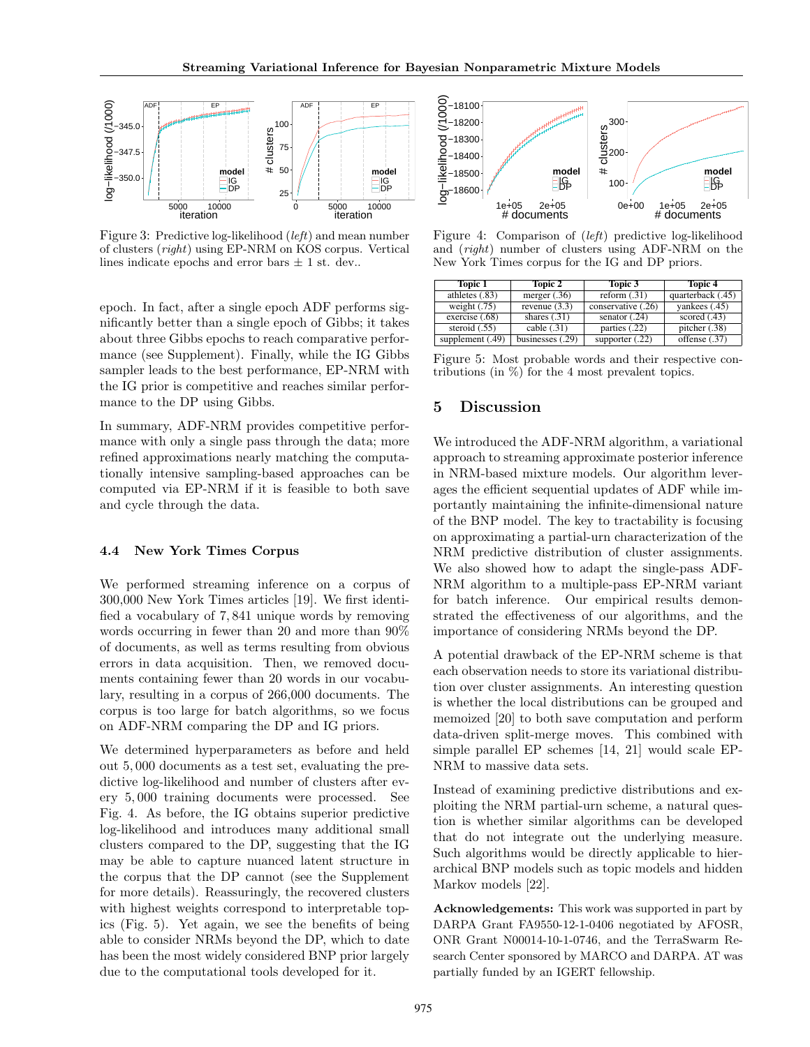ADF EP

log−likelihood (/1000)

−345.0

−347.5

−350.0

5000 10000

iteration

model

IG

DP

ADF EP

# clusters

100

75

50

25

0 5000 10000

iteration

model

IG

DP

Figure 3: Predictive log-likelihood (*left*) and mean number of clusters (*right*) using EP-NRM on KOS corpus. Vertical lines indicate epochs and error bars ± 1 st. dev..

log−likelihood (/1000)

−18100

−18200

−18300

−18400

−18500

−18600

1e+05 2e+05

# documents

model

IG

DP

# clusters

300

200

100

0e+00 1e+05 2e+05

# documents

model

IG

DP

Figure 4: Comparison of (*left*) predictive log-likelihood and (*right*) number of clusters using ADF-NRM on the New York Times corpus for the IG and DP priors.

epoch. In fact, after a single epoch ADF performs significantly better than a single epoch of Gibbs; it takes about three Gibbs epochs to reach comparative performance (see Supplement). Finally, while the IG Gibbs sampler leads to the best performance, EP-NRM with the IG prior is competitive and reaches similar performance to the DP using Gibbs.

In summary, ADF-NRM provides competitive performance with only a single pass through the data; more refined approximations nearly matching the computationally intensive sampling-based approaches can be computed via EP-NRM if it is feasible to both save and cycle through the data.

### 4.4 New York Times Corpus

We performed streaming inference on a corpus of 300,000 New York Times articles [19]. We first identified a vocabulary of 7,841 unique words by removing words occurring in fewer than 20 and more than 90% of documents, as well as terms resulting from obvious errors in data acquisition. Then, we removed documents containing fewer than 20 words in our vocabulary, resulting in a corpus of 266,000 documents. The corpus is too large for batch algorithms, so we focus on ADF-NRM comparing the DP and IG priors.

We determined hyperparameters as before and held out 5,000 documents as a test set, evaluating the predictive log-likelihood and number of clusters after every 5,000 training documents were processed. See Fig. 4. As before, the IG obtains superior predictive log-likelihood and introduces many additional small clusters compared to the DP, suggesting that the IG may be able to capture nuanced latent structure in the corpus that the DP cannot (see the Supplement for more details). Reassuringly, the recovered clusters with highest weights correspond to interpretable topics (Fig. 5). Yet again, we see the benefits of being able to consider NRMs beyond the DP, which to date has been the most widely considered BNP prior largely due to the computational tools developed for it.

| Topic 1 | Topic 2 | Topic 3 | Topic 4 |
|---|---|---|---|
| athletes (.83) | merger (.36) | reform (.31) | quarterback (.45) |
| weight (.75) | revenue (3.3) | conservative (.26) | yankees (.45) |
| exercise (.68) | shares (.31) | senator (.24) | scored (.43) |
| steroid (.55) | cable (.31) | parties (.22) | pitcher (.38) |
| supplement (.49) | businesses (.29) | supporter (.22) | offense (.37) |

Figure 5: Most probable words and their respective contributions (in %) for the 4 most prevalent topics.

## 5 Discussion

We introduced the ADF-NRM algorithm, a variational approach to streaming approximate posterior inference in NRM-based mixture models. Our algorithm leverages the efficient sequential updates of ADF while importantly maintaining the infinite-dimensional nature of the BNP model. The key to tractability is focusing on approximating a partial-urn characterization of the NRM predictive distribution of cluster assignments. We also showed how to adapt the single-pass ADF-NRM algorithm to a multiple-pass EP-NRM variant for batch inference. Our empirical results demonstrated the effectiveness of our algorithms, and the importance of considering NRMs beyond the DP.

A potential drawback of the EP-NRM scheme is that each observation needs to store its variational distribution over cluster assignments. An interesting question is whether the local distributions can be grouped and memoized [20] to both save computation and perform data-driven split-merge moves. This combined with simple parallel EP schemes [14, 21] would scale EP-NRM to massive data sets.

Instead of examining predictive distributions and exploiting the NRM partial-urn scheme, a natural question is whether similar algorithms can be developed that do not integrate out the underlying measure. Such algorithms would be directly applicable to hierarchical BNP models such as topic models and hidden Markov models [22].

**Acknowledgements:** This work was supported in part by DARPA Grant FA9550-12-1-0406 negotiated by AFOSR, ONR Grant N00014-10-1-0746, and the TerraSwarm Research Center sponsored by MARCO and DARPA. AT was partially funded by an IGERT fellowship.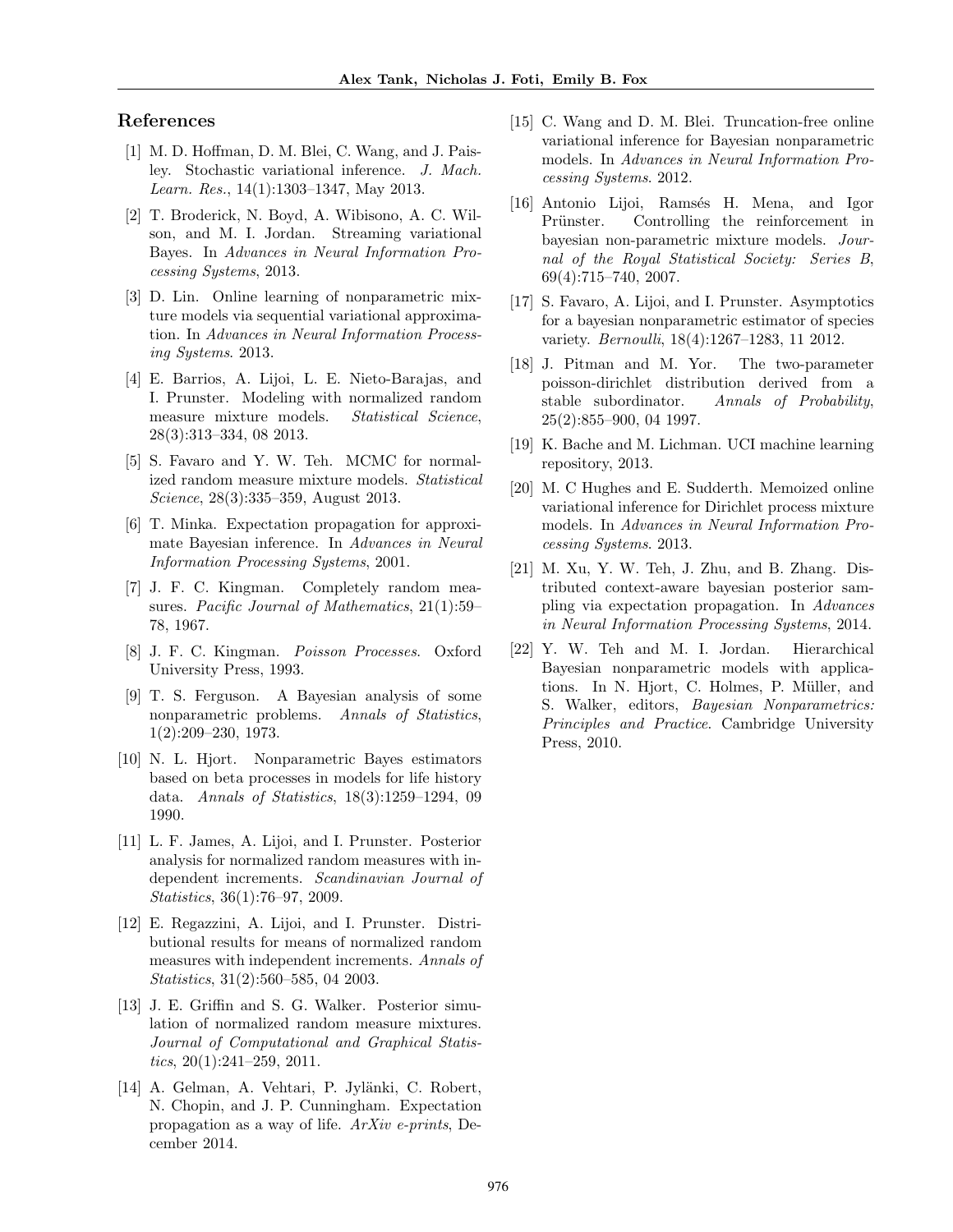## References

[1] M. D. Hoffman, D. M. Blei, C. Wang, and J. Paisley. Stochastic variational inference. *J. Mach. Learn. Res.*, 14(1):1303–1347, May 2013.

[2] T. Broderick, N. Boyd, A. Wibisono, A. C. Wilson, and M. I. Jordan. Streaming variational Bayes. In *Advances in Neural Information Processing Systems*, 2013.

[3] D. Lin. Online learning of nonparametric mixture models via sequential variational approximation. In *Advances in Neural Information Processing Systems*. 2013.

[4] E. Barrios, A. Lijoi, L. E. Nieto-Barajas, and I. Prunster. Modeling with normalized random measure mixture models. *Statistical Science*, 28(3):313–334, 08 2013.

[5] S. Favaro and Y. W. Teh. MCMC for normalized random measure mixture models. *Statistical Science*, 28(3):335–359, August 2013.

[6] T. Minka. Expectation propagation for approximate Bayesian inference. In *Advances in Neural Information Processing Systems*, 2001.

[7] J. F. C. Kingman. Completely random measures. *Pacific Journal of Mathematics*, 21(1):59–78, 1967.

[8] J. F. C. Kingman. *Poisson Processes*. Oxford University Press, 1993.

[9] T. S. Ferguson. A Bayesian analysis of some nonparametric problems. *Annals of Statistics*, 1(2):209–230, 1973.

[10] N. L. Hjort. Nonparametric Bayes estimators based on beta processes in models for life history data. *Annals of Statistics*, 18(3):1259–1294, 09 1990.

[11] L. F. James, A. Lijoi, and I. Prunster. Posterior analysis for normalized random measures with independent increments. *Scandinavian Journal of Statistics*, 36(1):76–97, 2009.

[12] E. Regazzini, A. Lijoi, and I. Prunster. Distributional results for means of normalized random measures with independent increments. *Annals of Statistics*, 31(2):560–585, 04 2003.

[13] J. E. Griffin and S. G. Walker. Posterior simulation of normalized random measure mixtures. *Journal of Computational and Graphical Statistics*, 20(1):241–259, 2011.

[14] A. Gelman, A. Vehtari, P. Jylänki, C. Robert, N. Chopin, and J. P. Cunningham. Expectation propagation as a way of life. *ArXiv e-prints*, December 2014.

[15] C. Wang and D. M. Blei. Truncation-free online variational inference for Bayesian nonparametric models. In *Advances in Neural Information Processing Systems*. 2012.

[16] Antonio Lijoi, Ramsés H. Mena, and Igor Prünster. Controlling the reinforcement in bayesian non-parametric mixture models. *Journal of the Royal Statistical Society: Series B*, 69(4):715–740, 2007.

[17] S. Favaro, A. Lijoi, and I. Prunster. Asymptotics for a bayesian nonparametric estimator of species variety. *Bernoulli*, 18(4):1267–1283, 11 2012.

[18] J. Pitman and M. Yor. The two-parameter poisson-dirichlet distribution derived from a stable subordinator. *Annals of Probability*, 25(2):855–900, 04 1997.

[19] K. Bache and M. Lichman. UCI machine learning repository, 2013.

[20] M. C Hughes and E. Sudderth. Memoized online variational inference for Dirichlet process mixture models. In *Advances in Neural Information Processing Systems*. 2013.

[21] M. Xu, Y. W. Teh, J. Zhu, and B. Zhang. Distributed context-aware bayesian posterior sampling via expectation propagation. In *Advances in Neural Information Processing Systems*, 2014.

[22] Y. W. Teh and M. I. Jordan. Hierarchical Bayesian nonparametric models with applications. In N. Hjort, C. Holmes, P. Müller, and S. Walker, editors, *Bayesian Nonparametrics: Principles and Practice*. Cambridge University Press, 2010.